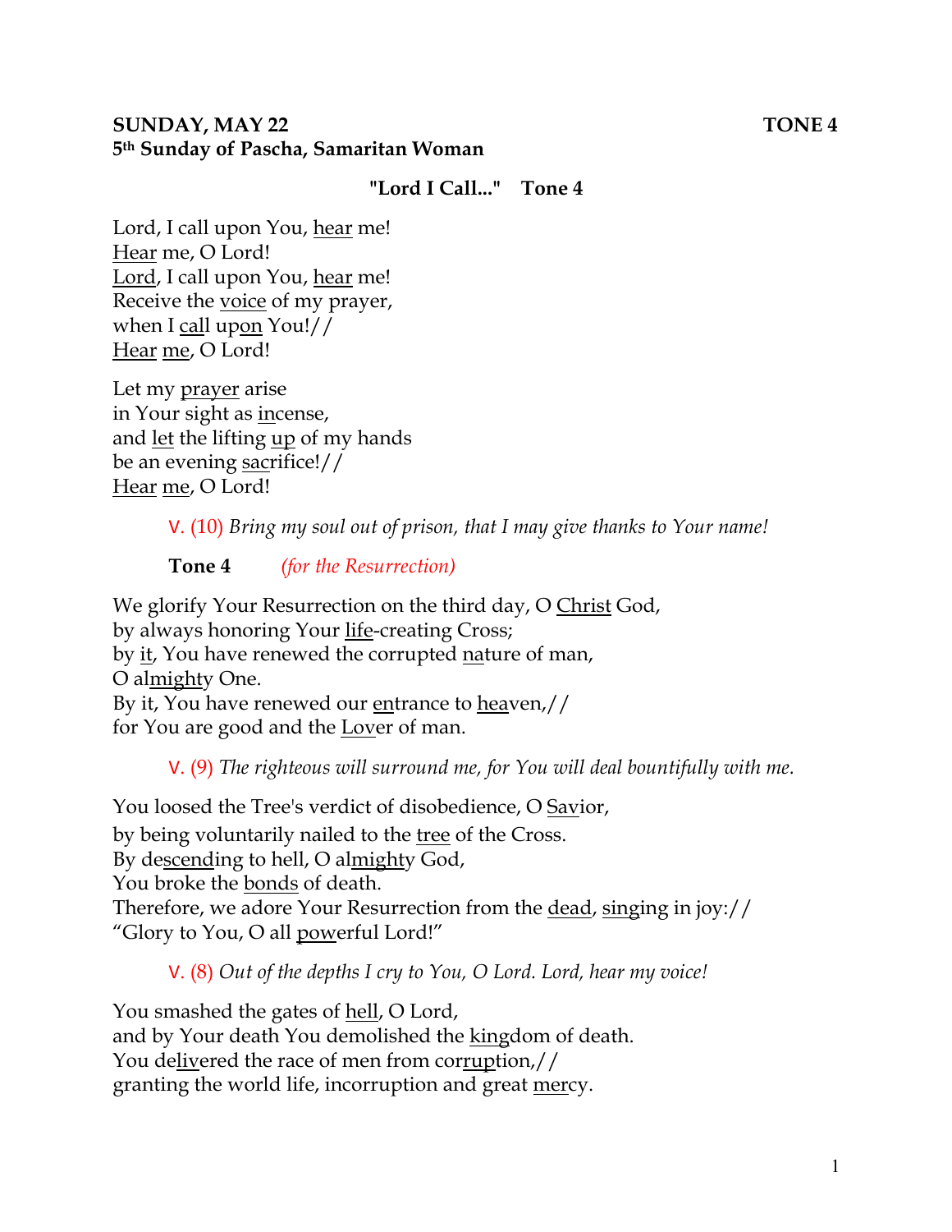**SUNDAY, MAY 22** **TONE 4**
**5th Sunday of Pascha, Samaritan Woman**

**"Lord I Call..." Tone 4**

Lord, I call upon You, hear me!
Hear me, O Lord!
Lord, I call upon You, hear me!
Receive the voice of my prayer,
when I call upon You!//
Hear me, O Lord!

Let my prayer arise
in Your sight as incense,
and let the lifting up of my hands
be an evening sacrifice!//
Hear me, O Lord!

V. (10) *Bring my soul out of prison, that I may give thanks to Your name!*

**Tone 4** *(for the Resurrection)*

We glorify Your Resurrection on the third day, O Christ God,
by always honoring Your life-creating Cross;
by it, You have renewed the corrupted nature of man,
O almighty One.
By it, You have renewed our entrance to heaven,//
for You are good and the Lover of man.

V. (9) *The righteous will surround me, for You will deal bountifully with me.*

You loosed the Tree's verdict of disobedience, O Savior,
by being voluntarily nailed to the tree of the Cross.
By descending to hell, O almighty God,
You broke the bonds of death.
Therefore, we adore Your Resurrection from the dead, singing in joy://
"Glory to You, O all powerful Lord!"

V. (8) *Out of the depths I cry to You, O Lord. Lord, hear my voice!*

You smashed the gates of hell, O Lord,
and by Your death You demolished the kingdom of death.
You delivered the race of men from corruption,//
granting the world life, incorruption and great mercy.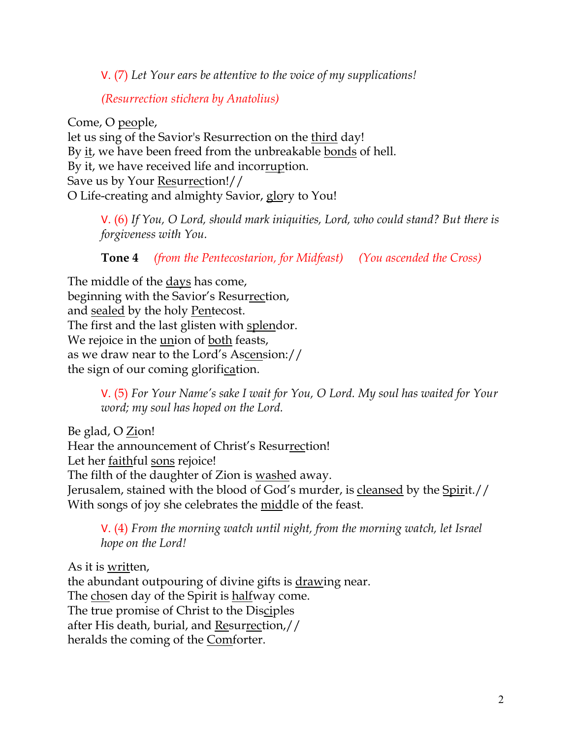V. (7) *Let Your ears be attentive to the voice of my supplications!*

*(Resurrection stichera by Anatolius)*

Come, O <u>peo</u>ple,
let us sing of the Savior's Resurrection on the <u>third</u> day!
By <u>it</u>, we have been freed from the unbreakable <u>bonds</u> of hell.
By it, we have received life and incor<u>rup</u>tion.
Save us by Your <u>Res</u>ur<u>rec</u>tion!//
O Life-creating and almighty Savior, <u>glo</u>ry to You!

V. (6) *If You, O Lord, should mark iniquities, Lord, who could stand? But there is forgiveness with You.*

**Tone 4** *(from the Pentecostarion, for Midfeast)* *(You ascended the Cross)*

The middle of the <u>days</u> has come,
beginning with the Savior's Resur<u>rec</u>tion,
and <u>sealed</u> by the holy <u>Pen</u>tecost.
The first and the last glisten with <u>splen</u>dor.
We rejoice in the <u>un</u>ion of <u>both</u> feasts,
as we draw near to the Lord's As<u>cen</u>sion://
the sign of our coming glorifi<u>ca</u>tion.

V. (5) *For Your Name's sake I wait for You, O Lord. My soul has waited for Your word; my soul has hoped on the Lord.*

Be glad, O <u>Zi</u>on!
Hear the announcement of Christ's Resur<u>rec</u>tion!
Let her <u>faith</u>ful <u>sons</u> rejoice!
The filth of the daughter of Zion is <u>washe</u>d away.
Jerusalem, stained with the blood of God's murder, is <u>cleansed</u> by the <u>Spir</u>it.//
With songs of joy she celebrates the <u>mid</u>dle of the feast.

V. (4) *From the morning watch until night, from the morning watch, let Israel hope on the Lord!*

As it is <u>writ</u>ten,
the abundant outpouring of divine gifts is <u>draw</u>ing near.
The <u>cho</u>sen day of the Spirit is <u>half</u>way come.
The true promise of Christ to the Dis<u>ci</u>ples
after His death, burial, and <u>Re</u>sur<u>rec</u>tion,//
heralds the coming of the <u>Com</u>forter.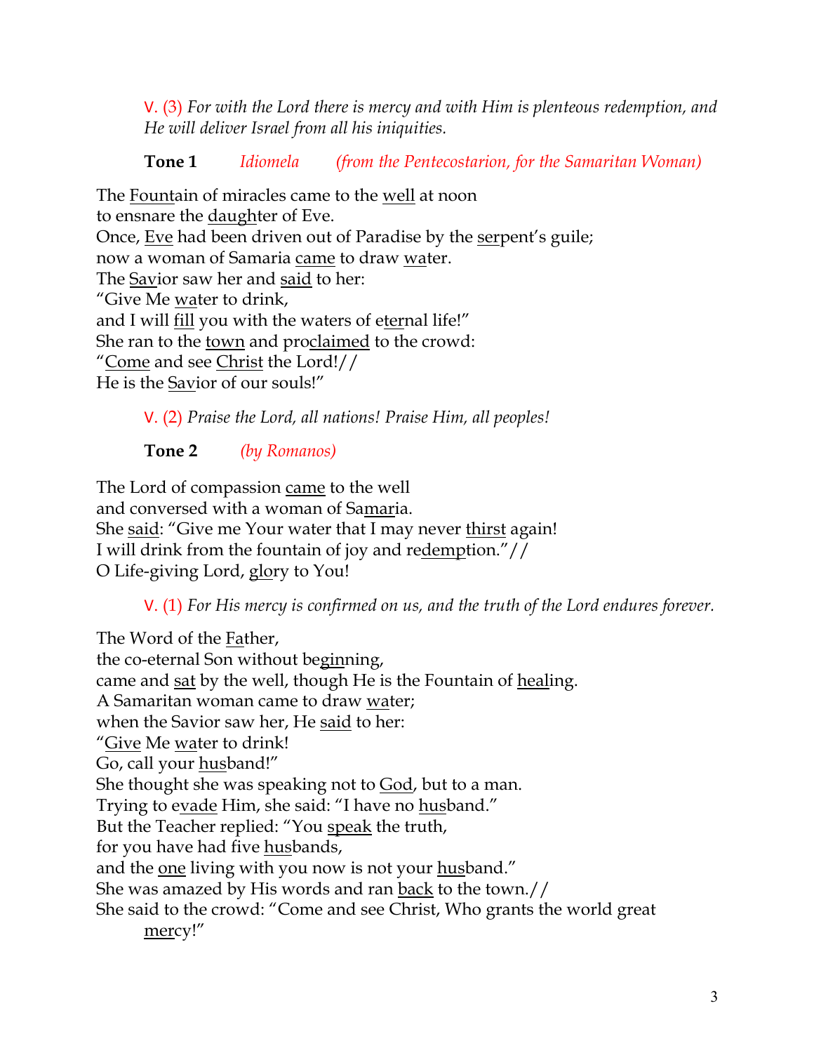V. (3) *For with the Lord there is mercy and with Him is plenteous redemption, and He will deliver Israel from all his iniquities.*

**Tone 1** *Idiomela* *(from the Pentecostarion, for the Samaritan Woman)*

The Fountain of miracles came to the well at noon
to ensnare the daughter of Eve.
Once, Eve had been driven out of Paradise by the serpent's guile;
now a woman of Samaria came to draw water.
The Savior saw her and said to her:
"Give Me water to drink,
and I will fill you with the waters of eternal life!"
She ran to the town and proclaimed to the crowd:
"Come and see Christ the Lord!//
He is the Savior of our souls!"

V. (2) *Praise the Lord, all nations! Praise Him, all peoples!*

**Tone 2** *(by Romanos)*

The Lord of compassion came to the well
and conversed with a woman of Samaria.
She said: "Give me Your water that I may never thirst again!
I will drink from the fountain of joy and redemption."//
O Life-giving Lord, glory to You!

V. (1) *For His mercy is confirmed on us, and the truth of the Lord endures forever.*

The Word of the Father,
the co-eternal Son without beginning,
came and sat by the well, though He is the Fountain of healing.
A Samaritan woman came to draw water;
when the Savior saw her, He said to her:
"Give Me water to drink!
Go, call your husband!"
She thought she was speaking not to God, but to a man.
Trying to evade Him, she said: "I have no husband."
But the Teacher replied: "You speak the truth,
for you have had five husbands,
and the one living with you now is not your husband."
She was amazed by His words and ran back to the town.//
She said to the crowd: "Come and see Christ, Who grants the world great mercy!"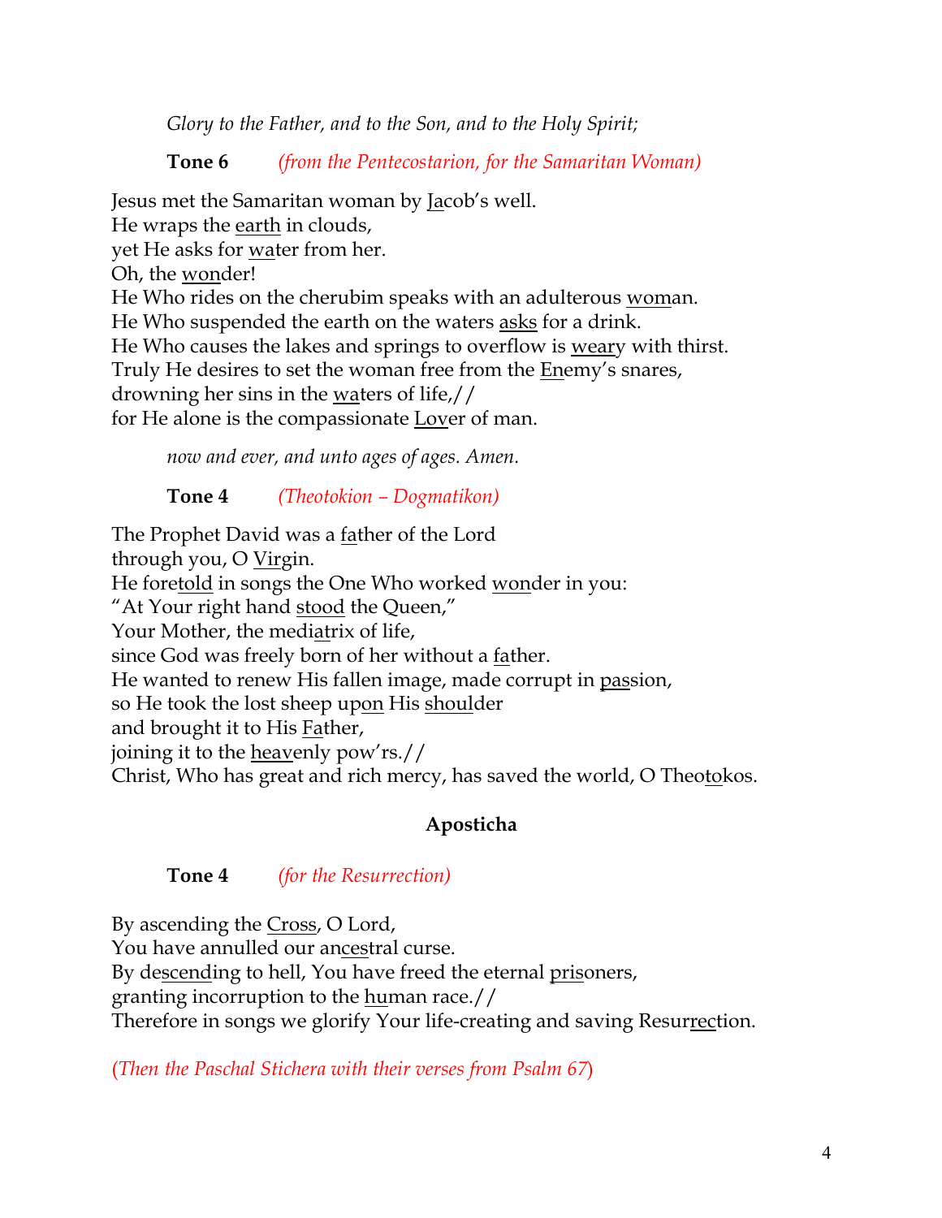*Glory to the Father, and to the Son, and to the Holy Spirit;*

**Tone 6** *(from the Pentecostarion, for the Samaritan Woman)*

Jesus met the Samaritan woman by Jacob's well.
He wraps the earth in clouds,
yet He asks for water from her.
Oh, the wonder!
He Who rides on the cherubim speaks with an adulterous woman.
He Who suspended the earth on the waters asks for a drink.
He Who causes the lakes and springs to overflow is weary with thirst.
Truly He desires to set the woman free from the Enemy's snares,
drowning her sins in the waters of life,//
for He alone is the compassionate Lover of man.

*now and ever, and unto ages of ages. Amen.*

**Tone 4** *(Theotokion – Dogmatikon)*

The Prophet David was a father of the Lord
through you, O Virgin.
He foretold in songs the One Who worked wonder in you:
"At Your right hand stood the Queen,"
Your Mother, the mediatrix of life,
since God was freely born of her without a father.
He wanted to renew His fallen image, made corrupt in passion,
so He took the lost sheep upon His shoulder
and brought it to His Father,
joining it to the heavenly pow'rs.//
Christ, Who has great and rich mercy, has saved the world, O Theotokos.

## Aposticha

**Tone 4** *(for the Resurrection)*

By ascending the Cross, O Lord,
You have annulled our ancestral curse.
By descending to hell, You have freed the eternal prisoners,
granting incorruption to the human race.//
Therefore in songs we glorify Your life-creating and saving Resurrection.

*(Then the Paschal Stichera with their verses from Psalm 67)*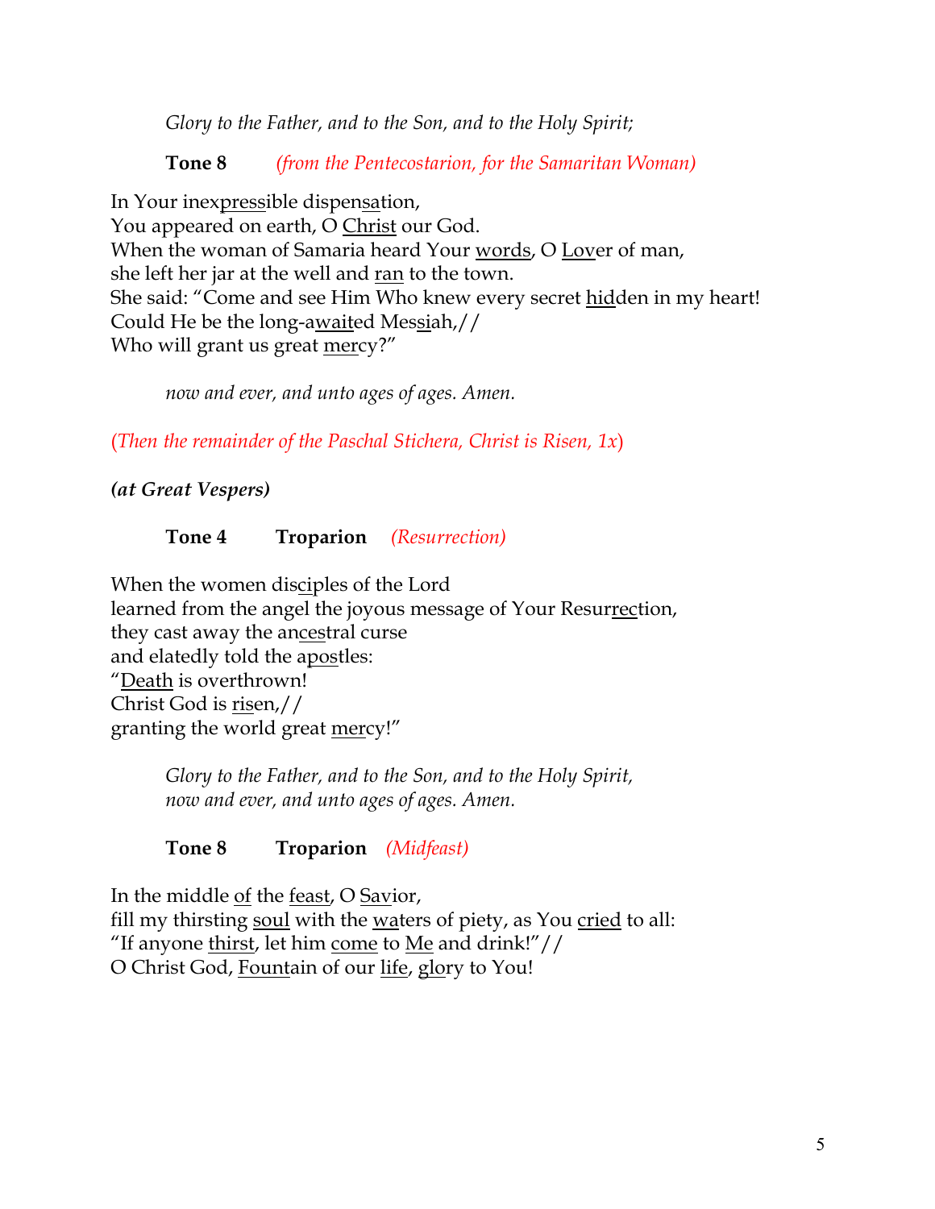*Glory to the Father, and to the Son, and to the Holy Spirit;*

**Tone 8** *(from the Pentecostarion, for the Samaritan Woman)*

In Your inexpressible dispensation,
You appeared on earth, O Christ our God.
When the woman of Samaria heard Your words, O Lover of man,
she left her jar at the well and ran to the town.
She said: "Come and see Him Who knew every secret hidden in my heart!
Could He be the long-awaited Messiah,//
Who will grant us great mercy?"

*now and ever, and unto ages of ages. Amen.*

*(Then the remainder of the Paschal Stichera, Christ is Risen, 1x)*

***(at Great Vespers)***

**Tone 4** **Troparion** *(Resurrection)*

When the women disciples of the Lord
learned from the angel the joyous message of Your Resurrection,
they cast away the ancestral curse
and elatedly told the apostles:
"Death is overthrown!
Christ God is risen,//
granting the world great mercy!"

*Glory to the Father, and to the Son, and to the Holy Spirit,*
*now and ever, and unto ages of ages. Amen.*

**Tone 8** **Troparion** *(Midfeast)*

In the middle of the feast, O Savior,
fill my thirsting soul with the waters of piety, as You cried to all:
"If anyone thirst, let him come to Me and drink!"//
O Christ God, Fountain of our life, glory to You!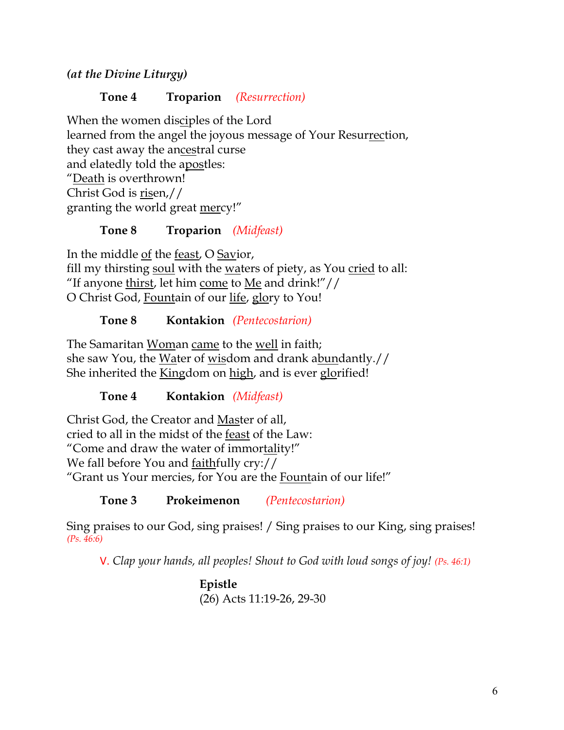***(at the Divine Liturgy)***

**Tone 4 Troparion** *(Resurrection)*

When the women disciples of the Lord
learned from the angel the joyous message of Your Resurrection,
they cast away the ancestral curse
and elatedly told the apostles:
"Death is overthrown!
Christ God is risen,//
granting the world great mercy!"

**Tone 8 Troparion** *(Midfeast)*

In the middle of the feast, O Savior,
fill my thirsting soul with the waters of piety, as You cried to all:
"If anyone thirst, let him come to Me and drink!"//
O Christ God, Fountain of our life, glory to You!

**Tone 8 Kontakion** *(Pentecostarion)*

The Samaritan Woman came to the well in faith;
she saw You, the Water of wisdom and drank abundantly.//
She inherited the Kingdom on high, and is ever glorified!

**Tone 4 Kontakion** *(Midfeast)*

Christ God, the Creator and Master of all,
cried to all in the midst of the feast of the Law:
"Come and draw the water of immortality!"
We fall before You and faithfully cry://
"Grant us Your mercies, for You are the Fountain of our life!"

**Tone 3 Prokeimenon** *(Pentecostarion)*

Sing praises to our God, sing praises! / Sing praises to our King, sing praises!
*(Ps. 46:6)*

V. *Clap your hands, all peoples! Shout to God with loud songs of joy!* *(Ps. 46:1)*

**Epistle**
(26) Acts 11:19-26, 29-30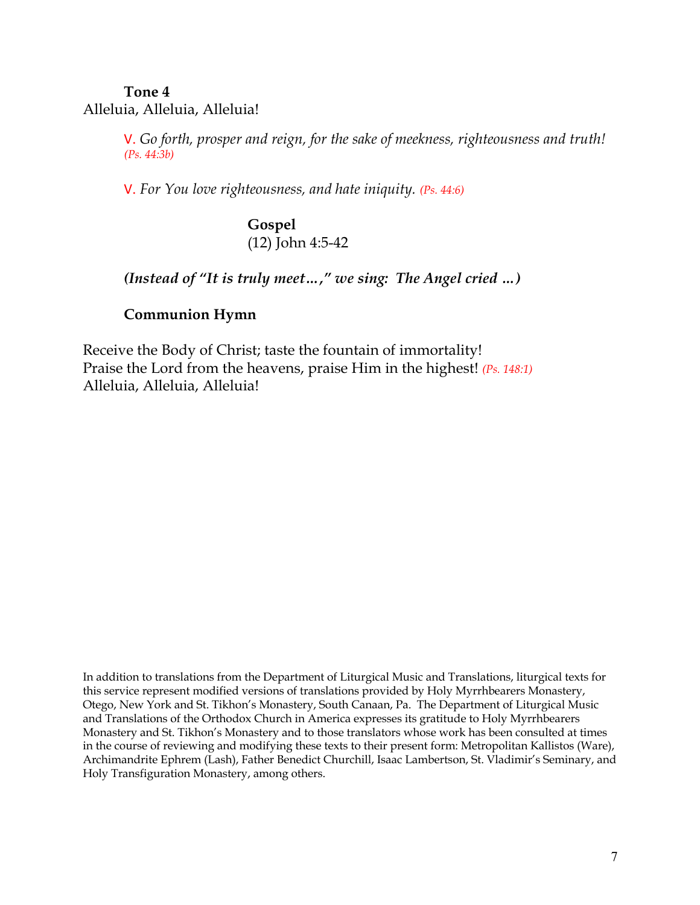**Tone 4**

Alleluia, Alleluia, Alleluia!

V. *Go forth, prosper and reign, for the sake of meekness, righteousness and truth!* *(Ps. 44:3b)*

V. *For You love righteousness, and hate iniquity.* *(Ps. 44:6)*

**Gospel**

(12) John 4:5-42

***(Instead of "It is truly meet…," we sing: The Angel cried …)***

**Communion Hymn**

Receive the Body of Christ; taste the fountain of immortality!
Praise the Lord from the heavens, praise Him in the highest! *(Ps. 148:1)*
Alleluia, Alleluia, Alleluia!

In addition to translations from the Department of Liturgical Music and Translations, liturgical texts for this service represent modified versions of translations provided by Holy Myrrhbearers Monastery, Otego, New York and St. Tikhon's Monastery, South Canaan, Pa. The Department of Liturgical Music and Translations of the Orthodox Church in America expresses its gratitude to Holy Myrrhbearers Monastery and St. Tikhon's Monastery and to those translators whose work has been consulted at times in the course of reviewing and modifying these texts to their present form: Metropolitan Kallistos (Ware), Archimandrite Ephrem (Lash), Father Benedict Churchill, Isaac Lambertson, St. Vladimir's Seminary, and Holy Transfiguration Monastery, among others.